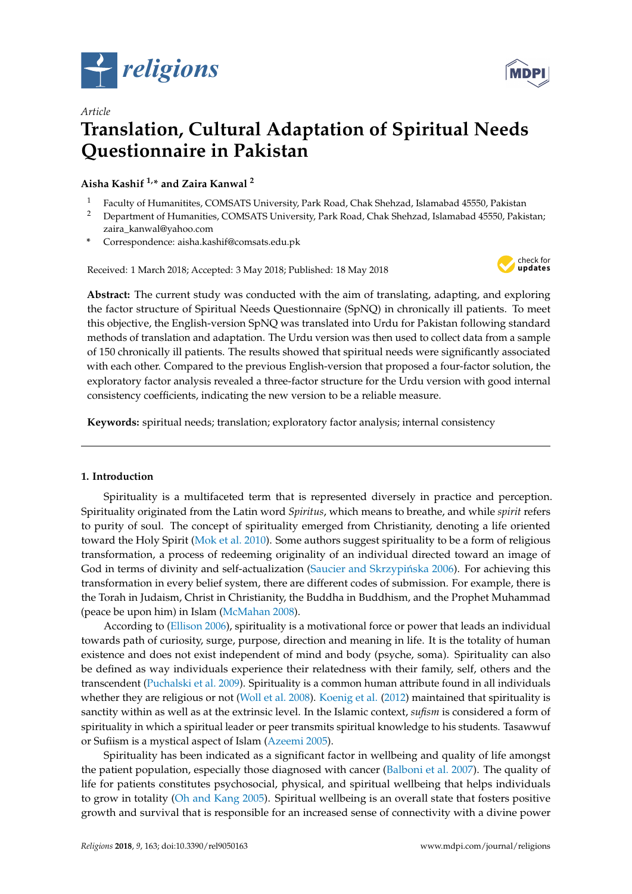*Article*

# Translation, Cultural Adaptation of Spiritual Needs Questionnaire in Pakistan

**Aisha Kashif [1,*] and Zaira Kanwal [2]**

[1] Faculty of Humanitites, COMSATS University, Park Road, Chak Shehzad, Islamabad 45550, Pakistan
[2] Department of Humanities, COMSATS University, Park Road, Chak Shehzad, Islamabad 45550, Pakistan; zaira_kanwal@yahoo.com
* Correspondence: aisha.kashif@comsats.edu.pk

Received: 1 March 2018; Accepted: 3 May 2018; Published: 18 May 2018

**Abstract:** The current study was conducted with the aim of translating, adapting, and exploring the factor structure of Spiritual Needs Questionnaire (SpNQ) in chronically ill patients. To meet this objective, the English-version SpNQ was translated into Urdu for Pakistan following standard methods of translation and adaptation. The Urdu version was then used to collect data from a sample of 150 chronically ill patients. The results showed that spiritual needs were significantly associated with each other. Compared to the previous English-version that proposed a four-factor solution, the exploratory factor analysis revealed a three-factor structure for the Urdu version with good internal consistency coefficients, indicating the new version to be a reliable measure.

**Keywords:** spiritual needs; translation; exploratory factor analysis; internal consistency

## 1. Introduction

Spirituality is a multifaceted term that is represented diversely in practice and perception. Spirituality originated from the Latin word *Spiritus*, which means to breathe, and while *spirit* refers to purity of soul. The concept of spirituality emerged from Christianity, denoting a life oriented toward the Holy Spirit (Mok et al. 2010). Some authors suggest spirituality to be a form of religious transformation, a process of redeeming originality of an individual directed toward an image of God in terms of divinity and self-actualization (Saucier and Skrzypińska 2006). For achieving this transformation in every belief system, there are different codes of submission. For example, there is the Torah in Judaism, Christ in Christianity, the Buddha in Buddhism, and the Prophet Muhammad (peace be upon him) in Islam (McMahan 2008).

According to (Ellison 2006), spirituality is a motivational force or power that leads an individual towards path of curiosity, surge, purpose, direction and meaning in life. It is the totality of human existence and does not exist independent of mind and body (psyche, soma). Spirituality can also be defined as way individuals experience their relatedness with their family, self, others and the transcendent (Puchalski et al. 2009). Spirituality is a common human attribute found in all individuals whether they are religious or not (Woll et al. 2008). Koenig et al. (2012) maintained that spirituality is sanctity within as well as at the extrinsic level. In the Islamic context, *sufism* is considered a form of spirituality in which a spiritual leader or peer transmits spiritual knowledge to his students. Tasawwuf or Sufiism is a mystical aspect of Islam (Azeemi 2005).

Spirituality has been indicated as a significant factor in wellbeing and quality of life amongst the patient population, especially those diagnosed with cancer (Balboni et al. 2007). The quality of life for patients constitutes psychosocial, physical, and spiritual wellbeing that helps individuals to grow in totality (Oh and Kang 2005). Spiritual wellbeing is an overall state that fosters positive growth and survival that is responsible for an increased sense of connectivity with a divine power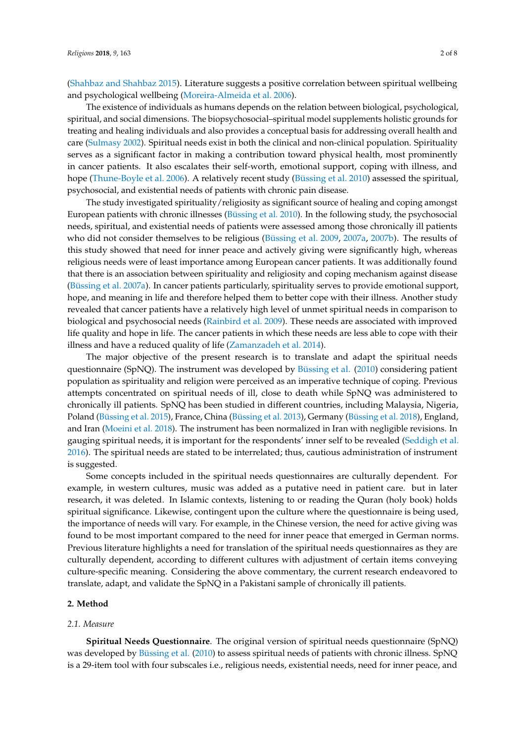(Shahbaz and Shahbaz 2015). Literature suggests a positive correlation between spiritual wellbeing and psychological wellbeing (Moreira-Almeida et al. 2006).

The existence of individuals as humans depends on the relation between biological, psychological, spiritual, and social dimensions. The biopsychosocial–spiritual model supplements holistic grounds for treating and healing individuals and also provides a conceptual basis for addressing overall health and care (Sulmasy 2002). Spiritual needs exist in both the clinical and non-clinical population. Spirituality serves as a significant factor in making a contribution toward physical health, most prominently in cancer patients. It also escalates their self-worth, emotional support, coping with illness, and hope (Thune-Boyle et al. 2006). A relatively recent study (Büssing et al. 2010) assessed the spiritual, psychosocial, and existential needs of patients with chronic pain disease.

The study investigated spirituality/religiosity as significant source of healing and coping amongst European patients with chronic illnesses (Büssing et al. 2010). In the following study, the psychosocial needs, spiritual, and existential needs of patients were assessed among those chronically ill patients who did not consider themselves to be religious (Büssing et al. 2009, 2007a, 2007b). The results of this study showed that need for inner peace and actively giving were significantly high, whereas religious needs were of least importance among European cancer patients. It was additionally found that there is an association between spirituality and religiosity and coping mechanism against disease (Büssing et al. 2007a). In cancer patients particularly, spirituality serves to provide emotional support, hope, and meaning in life and therefore helped them to better cope with their illness. Another study revealed that cancer patients have a relatively high level of unmet spiritual needs in comparison to biological and psychosocial needs (Rainbird et al. 2009). These needs are associated with improved life quality and hope in life. The cancer patients in which these needs are less able to cope with their illness and have a reduced quality of life (Zamanzadeh et al. 2014).

The major objective of the present research is to translate and adapt the spiritual needs questionnaire (SpNQ). The instrument was developed by Büssing et al. (2010) considering patient population as spirituality and religion were perceived as an imperative technique of coping. Previous attempts concentrated on spiritual needs of ill, close to death while SpNQ was administered to chronically ill patients. SpNQ has been studied in different countries, including Malaysia, Nigeria, Poland (Büssing et al. 2015), France, China (Büssing et al. 2013), Germany (Büssing et al. 2018), England, and Iran (Moeini et al. 2018). The instrument has been normalized in Iran with negligible revisions. In gauging spiritual needs, it is important for the respondents' inner self to be revealed (Seddigh et al. 2016). The spiritual needs are stated to be interrelated; thus, cautious administration of instrument is suggested.

Some concepts included in the spiritual needs questionnaires are culturally dependent. For example, in western cultures, music was added as a putative need in patient care. but in later research, it was deleted. In Islamic contexts, listening to or reading the Quran (holy book) holds spiritual significance. Likewise, contingent upon the culture where the questionnaire is being used, the importance of needs will vary. For example, in the Chinese version, the need for active giving was found to be most important compared to the need for inner peace that emerged in German norms. Previous literature highlights a need for translation of the spiritual needs questionnaires as they are culturally dependent, according to different cultures with adjustment of certain items conveying culture-specific meaning. Considering the above commentary, the current research endeavored to translate, adapt, and validate the SpNQ in a Pakistani sample of chronically ill patients.

## 2. Method

### 2.1. Measure

**Spiritual Needs Questionnaire**. The original version of spiritual needs questionnaire (SpNQ) was developed by Büssing et al. (2010) to assess spiritual needs of patients with chronic illness. SpNQ is a 29-item tool with four subscales i.e., religious needs, existential needs, need for inner peace, and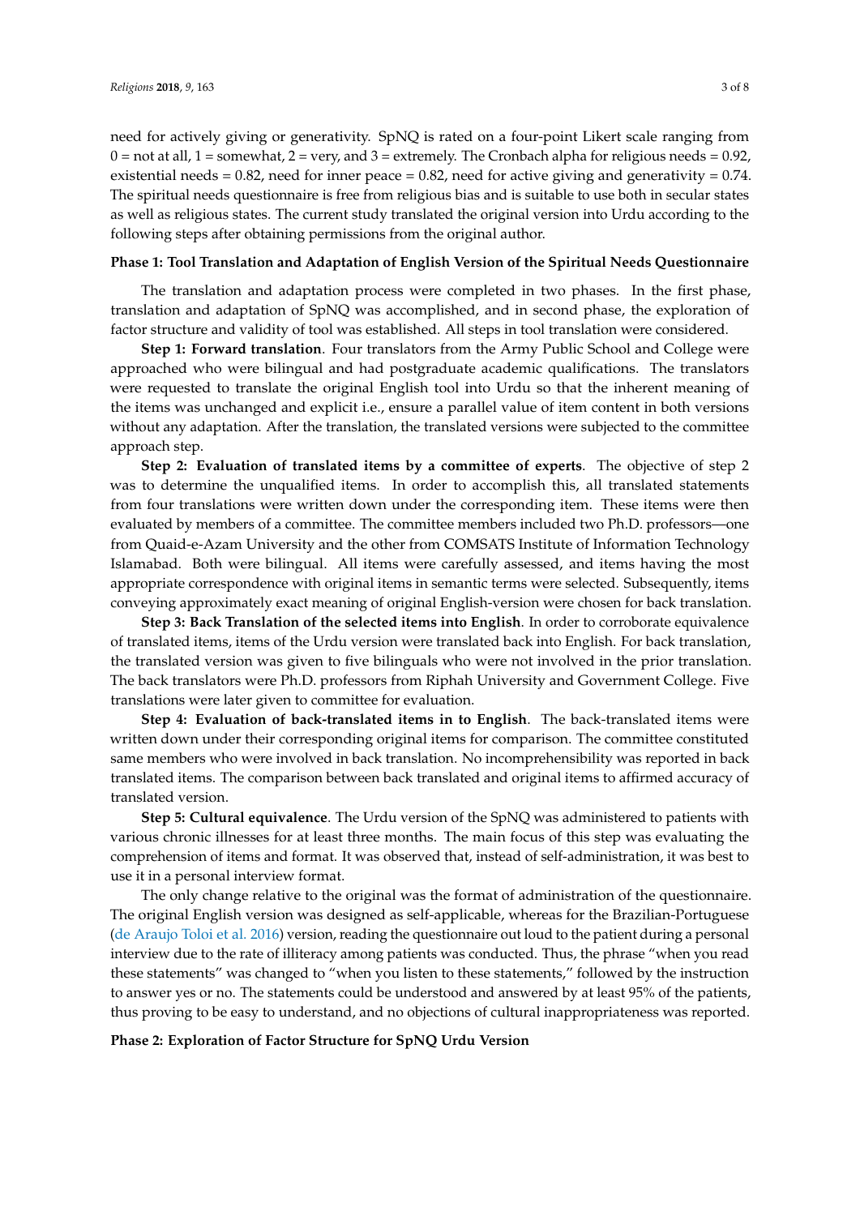need for actively giving or generativity. SpNQ is rated on a four-point Likert scale ranging from 0 = not at all, 1 = somewhat, 2 = very, and 3 = extremely. The Cronbach alpha for religious needs = 0.92, existential needs = 0.82, need for inner peace = 0.82, need for active giving and generativity = 0.74. The spiritual needs questionnaire is free from religious bias and is suitable to use both in secular states as well as religious states. The current study translated the original version into Urdu according to the following steps after obtaining permissions from the original author.

**Phase 1: Tool Translation and Adaptation of English Version of the Spiritual Needs Questionnaire**

The translation and adaptation process were completed in two phases. In the first phase, translation and adaptation of SpNQ was accomplished, and in second phase, the exploration of factor structure and validity of tool was established. All steps in tool translation were considered.

**Step 1: Forward translation**. Four translators from the Army Public School and College were approached who were bilingual and had postgraduate academic qualifications. The translators were requested to translate the original English tool into Urdu so that the inherent meaning of the items was unchanged and explicit i.e., ensure a parallel value of item content in both versions without any adaptation. After the translation, the translated versions were subjected to the committee approach step.

**Step 2: Evaluation of translated items by a committee of experts**. The objective of step 2 was to determine the unqualified items. In order to accomplish this, all translated statements from four translations were written down under the corresponding item. These items were then evaluated by members of a committee. The committee members included two Ph.D. professors—one from Quaid-e-Azam University and the other from COMSATS Institute of Information Technology Islamabad. Both were bilingual. All items were carefully assessed, and items having the most appropriate correspondence with original items in semantic terms were selected. Subsequently, items conveying approximately exact meaning of original English-version were chosen for back translation.

**Step 3: Back Translation of the selected items into English**. In order to corroborate equivalence of translated items, items of the Urdu version were translated back into English. For back translation, the translated version was given to five bilinguals who were not involved in the prior translation. The back translators were Ph.D. professors from Riphah University and Government College. Five translations were later given to committee for evaluation.

**Step 4: Evaluation of back-translated items in to English**. The back-translated items were written down under their corresponding original items for comparison. The committee constituted same members who were involved in back translation. No incomprehensibility was reported in back translated items. The comparison between back translated and original items to affirmed accuracy of translated version.

**Step 5: Cultural equivalence**. The Urdu version of the SpNQ was administered to patients with various chronic illnesses for at least three months. The main focus of this step was evaluating the comprehension of items and format. It was observed that, instead of self-administration, it was best to use it in a personal interview format.

The only change relative to the original was the format of administration of the questionnaire. The original English version was designed as self-applicable, whereas for the Brazilian-Portuguese (de Araujo Toloi et al. 2016) version, reading the questionnaire out loud to the patient during a personal interview due to the rate of illiteracy among patients was conducted. Thus, the phrase "when you read these statements" was changed to "when you listen to these statements," followed by the instruction to answer yes or no. The statements could be understood and answered by at least 95% of the patients, thus proving to be easy to understand, and no objections of cultural inappropriateness was reported.

**Phase 2: Exploration of Factor Structure for SpNQ Urdu Version**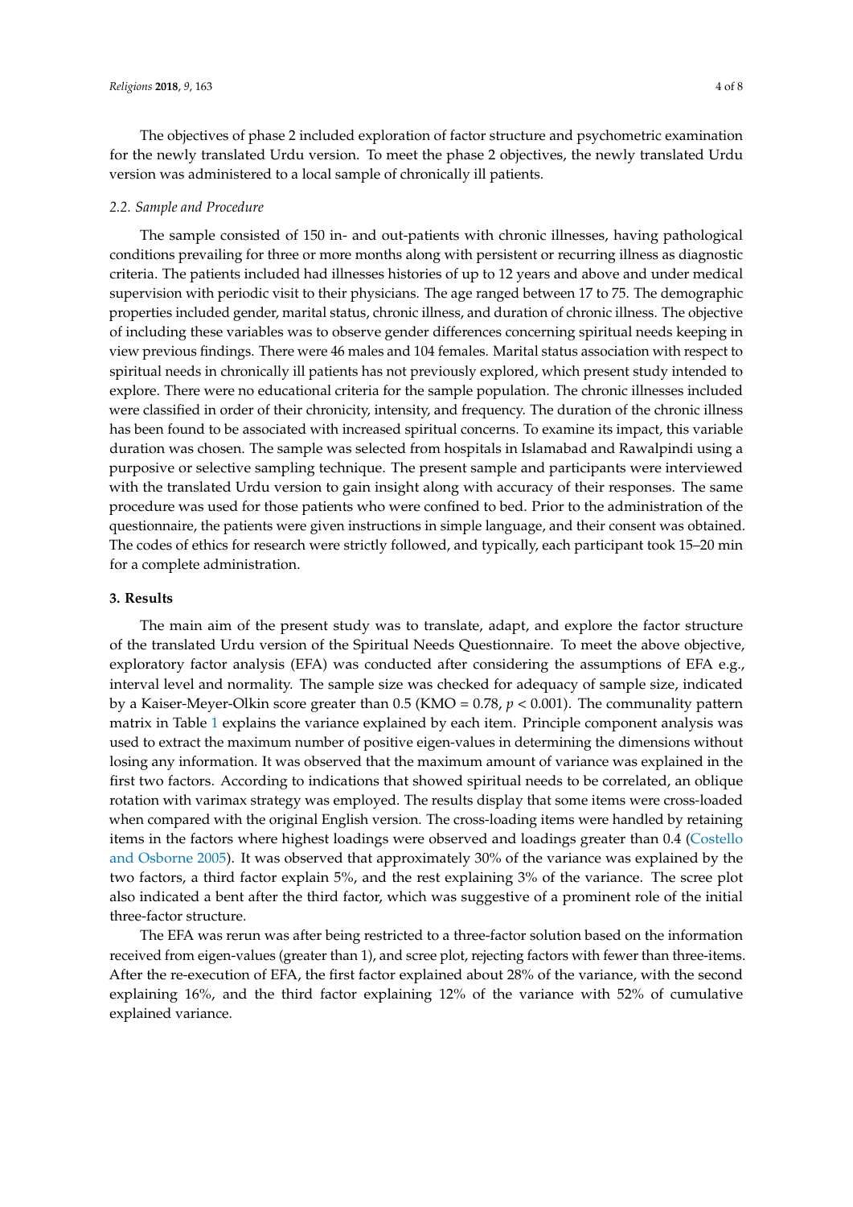The objectives of phase 2 included exploration of factor structure and psychometric examination for the newly translated Urdu version. To meet the phase 2 objectives, the newly translated Urdu version was administered to a local sample of chronically ill patients.

### *2.2. Sample and Procedure*

The sample consisted of 150 in- and out-patients with chronic illnesses, having pathological conditions prevailing for three or more months along with persistent or recurring illness as diagnostic criteria. The patients included had illnesses histories of up to 12 years and above and under medical supervision with periodic visit to their physicians. The age ranged between 17 to 75. The demographic properties included gender, marital status, chronic illness, and duration of chronic illness. The objective of including these variables was to observe gender differences concerning spiritual needs keeping in view previous findings. There were 46 males and 104 females. Marital status association with respect to spiritual needs in chronically ill patients has not previously explored, which present study intended to explore. There were no educational criteria for the sample population. The chronic illnesses included were classified in order of their chronicity, intensity, and frequency. The duration of the chronic illness has been found to be associated with increased spiritual concerns. To examine its impact, this variable duration was chosen. The sample was selected from hospitals in Islamabad and Rawalpindi using a purposive or selective sampling technique. The present sample and participants were interviewed with the translated Urdu version to gain insight along with accuracy of their responses. The same procedure was used for those patients who were confined to bed. Prior to the administration of the questionnaire, the patients were given instructions in simple language, and their consent was obtained. The codes of ethics for research were strictly followed, and typically, each participant took 15–20 min for a complete administration.

## 3. Results

The main aim of the present study was to translate, adapt, and explore the factor structure of the translated Urdu version of the Spiritual Needs Questionnaire. To meet the above objective, exploratory factor analysis (EFA) was conducted after considering the assumptions of EFA e.g., interval level and normality. The sample size was checked for adequacy of sample size, indicated by a Kaiser-Meyer-Olkin score greater than 0.5 (KMO = 0.78, $p < 0.001$). The communality pattern matrix in Table 1 explains the variance explained by each item. Principle component analysis was used to extract the maximum number of positive eigen-values in determining the dimensions without losing any information. It was observed that the maximum amount of variance was explained in the first two factors. According to indications that showed spiritual needs to be correlated, an oblique rotation with varimax strategy was employed. The results display that some items were cross-loaded when compared with the original English version. The cross-loading items were handled by retaining items in the factors where highest loadings were observed and loadings greater than 0.4 (Costello and Osborne 2005). It was observed that approximately 30% of the variance was explained by the two factors, a third factor explain 5%, and the rest explaining 3% of the variance. The scree plot also indicated a bent after the third factor, which was suggestive of a prominent role of the initial three-factor structure.

The EFA was rerun was after being restricted to a three-factor solution based on the information received from eigen-values (greater than 1), and scree plot, rejecting factors with fewer than three-items. After the re-execution of EFA, the first factor explained about 28% of the variance, with the second explaining 16%, and the third factor explaining 12% of the variance with 52% of cumulative explained variance.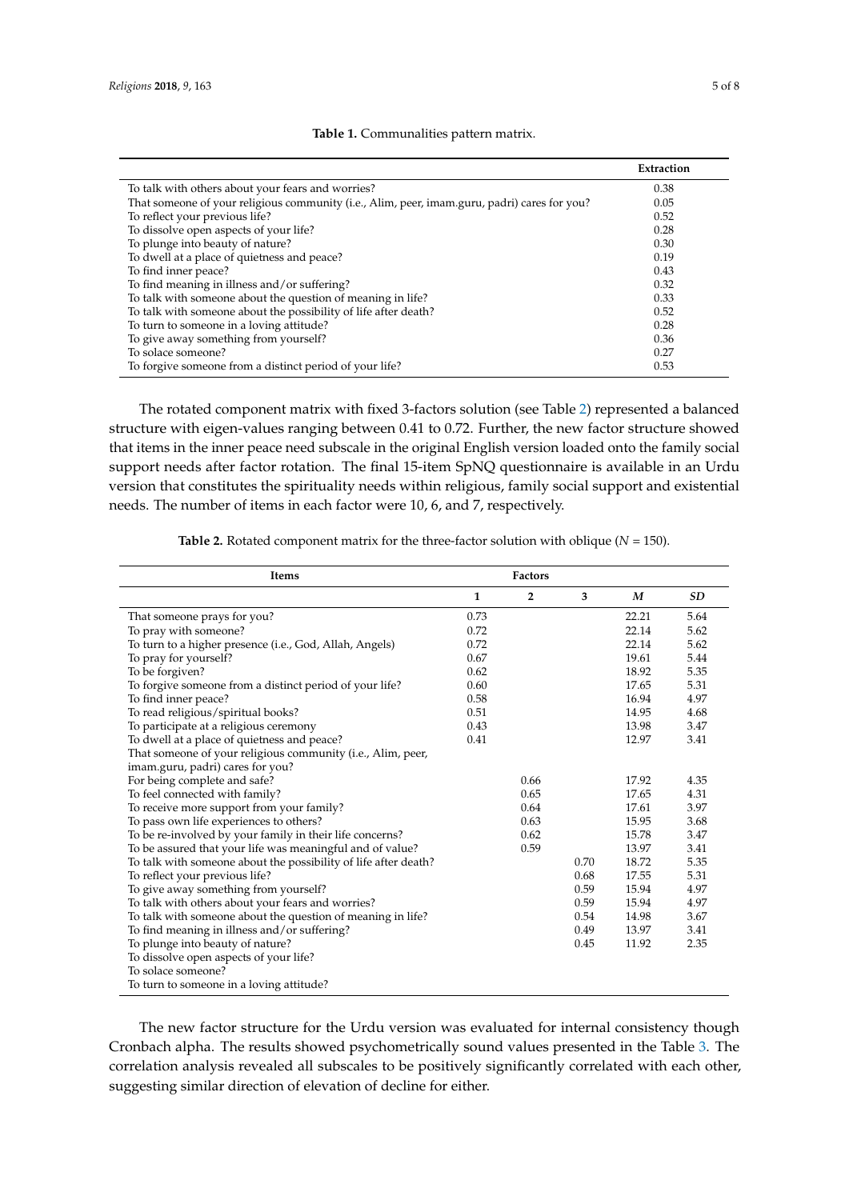**Table 1.** Communalities pattern matrix.

| | Extraction |
|---|---|
| To talk with others about your fears and worries? | 0.38 |
| That someone of your religious community (i.e., Alim, peer, imam.guru, padri) cares for you? | 0.05 |
| To reflect your previous life? | 0.52 |
| To dissolve open aspects of your life? | 0.28 |
| To plunge into beauty of nature? | 0.30 |
| To dwell at a place of quietness and peace? | 0.19 |
| To find inner peace? | 0.43 |
| To find meaning in illness and/or suffering? | 0.32 |
| To talk with someone about the question of meaning in life? | 0.33 |
| To talk with someone about the possibility of life after death? | 0.52 |
| To turn to someone in a loving attitude? | 0.28 |
| To give away something from yourself? | 0.36 |
| To solace someone? | 0.27 |
| To forgive someone from a distinct period of your life? | 0.53 |

The rotated component matrix with fixed 3-factors solution (see Table 2) represented a balanced structure with eigen-values ranging between 0.41 to 0.72. Further, the new factor structure showed that items in the inner peace need subscale in the original English version loaded onto the family social support needs after factor rotation. The final 15-item SpNQ questionnaire is available in an Urdu version that constitutes the spirituality needs within religious, family social support and existential needs. The number of items in each factor were 10, 6, and 7, respectively.

**Table 2.** Rotated component matrix for the three-factor solution with oblique ($N$ = 150).

| Items | Factors | | | | |
|---|---|---|---|---|---|
| | 1 | 2 | 3 | *M* | *SD* |
| That someone prays for you? | 0.73 | | | 22.21 | 5.64 |
| To pray with someone? | 0.72 | | | 22.14 | 5.62 |
| To turn to a higher presence (i.e., God, Allah, Angels) | 0.72 | | | 22.14 | 5.62 |
| To pray for yourself? | 0.67 | | | 19.61 | 5.44 |
| To be forgiven? | 0.62 | | | 18.92 | 5.35 |
| To forgive someone from a distinct period of your life? | 0.60 | | | 17.65 | 5.31 |
| To find inner peace? | 0.58 | | | 16.94 | 4.97 |
| To read religious/spiritual books? | 0.51 | | | 14.95 | 4.68 |
| To participate at a religious ceremony | 0.43 | | | 13.98 | 3.47 |
| To dwell at a place of quietness and peace? | 0.41 | | | 12.97 | 3.41 |
| That someone of your religious community (i.e., Alim, peer, imam.guru, padri) cares for you? | | | | | |
| For being complete and safe? | | 0.66 | | 17.92 | 4.35 |
| To feel connected with family? | | 0.65 | | 17.65 | 4.31 |
| To receive more support from your family? | | 0.64 | | 17.61 | 3.97 |
| To pass own life experiences to others? | | 0.63 | | 15.95 | 3.68 |
| To be re-involved by your family in their life concerns? | | 0.62 | | 15.78 | 3.47 |
| To be assured that your life was meaningful and of value? | | 0.59 | | 13.97 | 3.41 |
| To talk with someone about the possibility of life after death? | | | 0.70 | 18.72 | 5.35 |
| To reflect your previous life? | | | 0.68 | 17.55 | 5.31 |
| To give away something from yourself? | | | 0.59 | 15.94 | 4.97 |
| To talk with others about your fears and worries? | | | 0.59 | 15.94 | 4.97 |
| To talk with someone about the question of meaning in life? | | | 0.54 | 14.98 | 3.67 |
| To find meaning in illness and/or suffering? | | | 0.49 | 13.97 | 3.41 |
| To plunge into beauty of nature? | | | 0.45 | 11.92 | 2.35 |
| To dissolve open aspects of your life? | | | | | |
| To solace someone? | | | | | |
| To turn to someone in a loving attitude? | | | | | |

The new factor structure for the Urdu version was evaluated for internal consistency though Cronbach alpha. The results showed psychometrically sound values presented in the Table 3. The correlation analysis revealed all subscales to be positively significantly correlated with each other, suggesting similar direction of elevation of decline for either.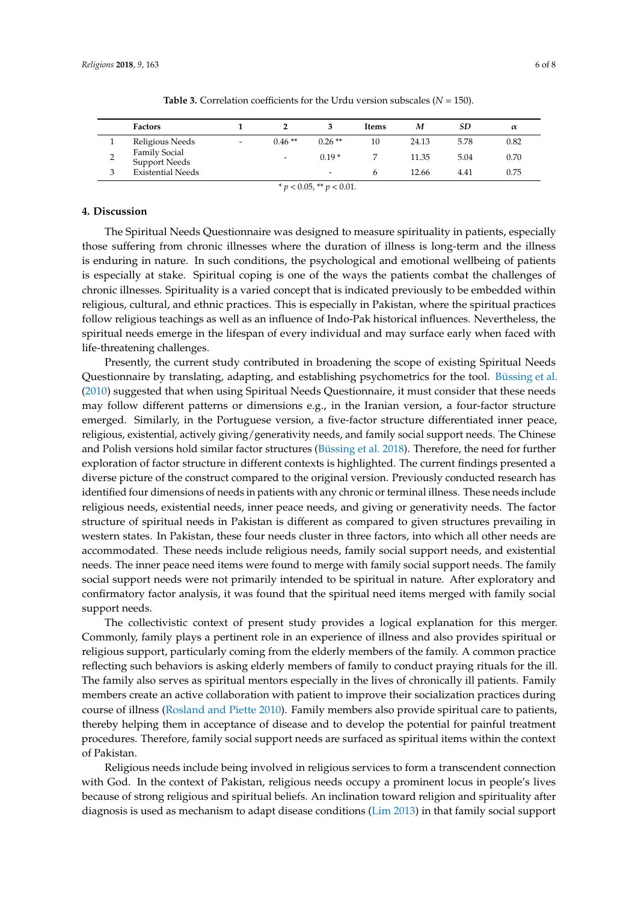**Table 3.** Correlation coefficients for the Urdu version subscales ($N$ = 150).

| | Factors | 1 | 2 | 3 | Items | $M$ | $SD$ | $\alpha$ |
|---|---|---|---|---|---|---|---|---|
| 1 | Religious Needs | - | 0.46 ** | 0.26 ** | 10 | 24.13 | 5.78 | 0.82 |
| 2 | Family Social Support Needs | | - | 0.19 * | 7 | 11.35 | 5.04 | 0.70 |
| 3 | Existential Needs | | | - | 6 | 12.66 | 4.41 | 0.75 |

* $p < 0.05$, ** $p < 0.01$.

## 4. Discussion

The Spiritual Needs Questionnaire was designed to measure spirituality in patients, especially those suffering from chronic illnesses where the duration of illness is long-term and the illness is enduring in nature. In such conditions, the psychological and emotional wellbeing of patients is especially at stake. Spiritual coping is one of the ways the patients combat the challenges of chronic illnesses. Spirituality is a varied concept that is indicated previously to be embedded within religious, cultural, and ethnic practices. This is especially in Pakistan, where the spiritual practices follow religious teachings as well as an influence of Indo-Pak historical influences. Nevertheless, the spiritual needs emerge in the lifespan of every individual and may surface early when faced with life-threatening challenges.

Presently, the current study contributed in broadening the scope of existing Spiritual Needs Questionnaire by translating, adapting, and establishing psychometrics for the tool. Büssing et al. (2010) suggested that when using Spiritual Needs Questionnaire, it must consider that these needs may follow different patterns or dimensions e.g., in the Iranian version, a four-factor structure emerged. Similarly, in the Portuguese version, a five-factor structure differentiated inner peace, religious, existential, actively giving/generativity needs, and family social support needs. The Chinese and Polish versions hold similar factor structures (Büssing et al. 2018). Therefore, the need for further exploration of factor structure in different contexts is highlighted. The current findings presented a diverse picture of the construct compared to the original version. Previously conducted research has identified four dimensions of needs in patients with any chronic or terminal illness. These needs include religious needs, existential needs, inner peace needs, and giving or generativity needs. The factor structure of spiritual needs in Pakistan is different as compared to given structures prevailing in western states. In Pakistan, these four needs cluster in three factors, into which all other needs are accommodated. These needs include religious needs, family social support needs, and existential needs. The inner peace need items were found to merge with family social support needs. The family social support needs were not primarily intended to be spiritual in nature. After exploratory and confirmatory factor analysis, it was found that the spiritual need items merged with family social support needs.

The collectivistic context of present study provides a logical explanation for this merger. Commonly, family plays a pertinent role in an experience of illness and also provides spiritual or religious support, particularly coming from the elderly members of the family. A common practice reflecting such behaviors is asking elderly members of family to conduct praying rituals for the ill. The family also serves as spiritual mentors especially in the lives of chronically ill patients. Family members create an active collaboration with patient to improve their socialization practices during course of illness (Rosland and Piette 2010). Family members also provide spiritual care to patients, thereby helping them in acceptance of disease and to develop the potential for painful treatment procedures. Therefore, family social support needs are surfaced as spiritual items within the context of Pakistan.

Religious needs include being involved in religious services to form a transcendent connection with God. In the context of Pakistan, religious needs occupy a prominent locus in people's lives because of strong religious and spiritual beliefs. An inclination toward religion and spirituality after diagnosis is used as mechanism to adapt disease conditions (Lim 2013) in that family social support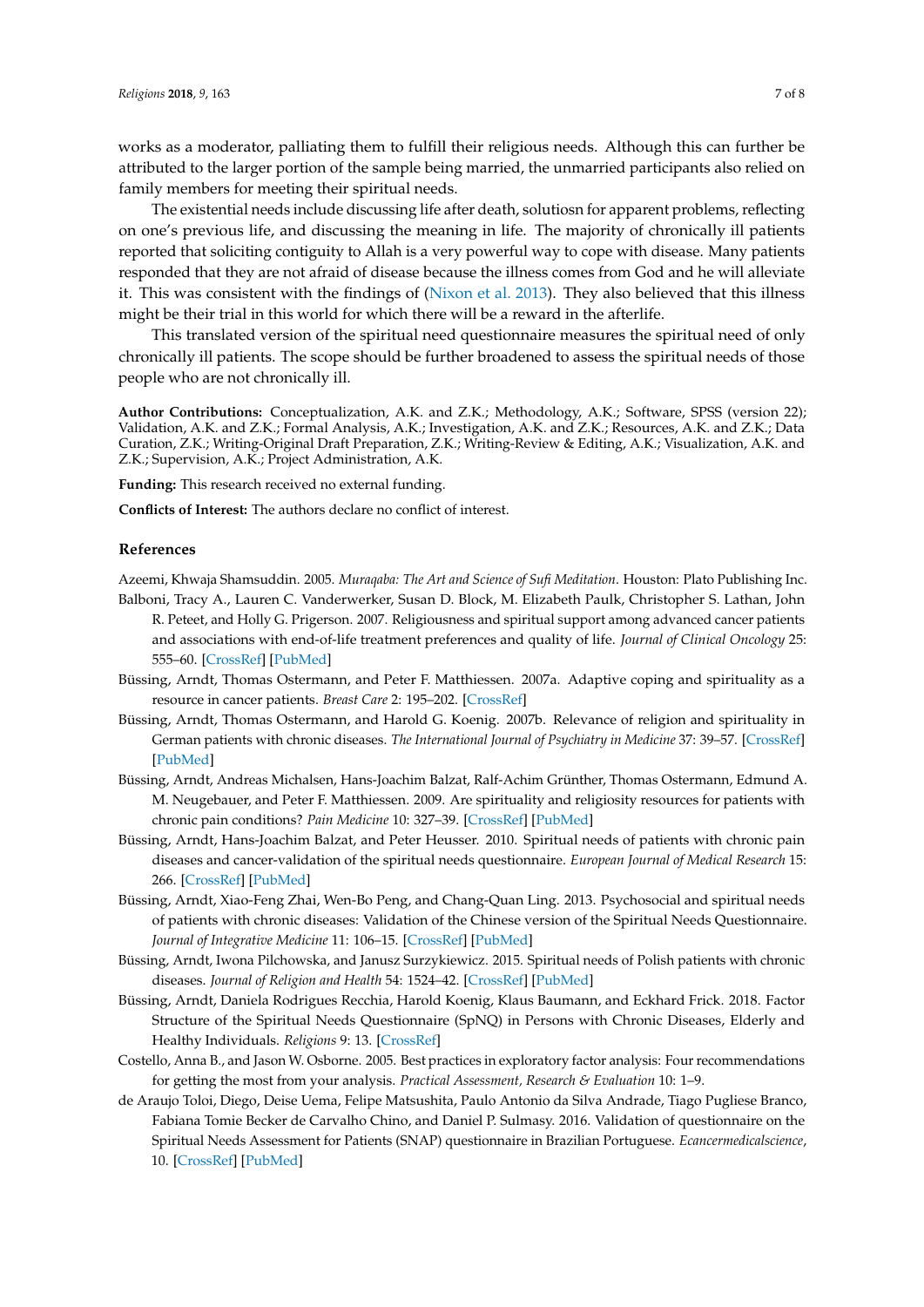works as a moderator, palliating them to fulfill their religious needs. Although this can further be attributed to the larger portion of the sample being married, the unmarried participants also relied on family members for meeting their spiritual needs.

The existential needs include discussing life after death, solutiosn for apparent problems, reflecting on one's previous life, and discussing the meaning in life. The majority of chronically ill patients reported that soliciting contiguity to Allah is a very powerful way to cope with disease. Many patients responded that they are not afraid of disease because the illness comes from God and he will alleviate it. This was consistent with the findings of (Nixon et al. 2013). They also believed that this illness might be their trial in this world for which there will be a reward in the afterlife.

This translated version of the spiritual need questionnaire measures the spiritual need of only chronically ill patients. The scope should be further broadened to assess the spiritual needs of those people who are not chronically ill.

**Author Contributions:** Conceptualization, A.K. and Z.K.; Methodology, A.K.; Software, SPSS (version 22); Validation, A.K. and Z.K.; Formal Analysis, A.K.; Investigation, A.K. and Z.K.; Resources, A.K. and Z.K.; Data Curation, Z.K.; Writing-Original Draft Preparation, Z.K.; Writing-Review & Editing, A.K.; Visualization, A.K. and Z.K.; Supervision, A.K.; Project Administration, A.K.

**Funding:** This research received no external funding.

**Conflicts of Interest:** The authors declare no conflict of interest.

## References

Azeemi, Khwaja Shamsuddin. 2005. *Muraqaba: The Art and Science of Sufi Meditation*. Houston: Plato Publishing Inc.

Balboni, Tracy A., Lauren C. Vanderwerker, Susan D. Block, M. Elizabeth Paulk, Christopher S. Lathan, John R. Peteet, and Holly G. Prigerson. 2007. Religiousness and spiritual support among advanced cancer patients and associations with end-of-life treatment preferences and quality of life. *Journal of Clinical Oncology* 25: 555–60. [CrossRef] [PubMed]

Büssing, Arndt, Thomas Ostermann, and Peter F. Matthiessen. 2007a. Adaptive coping and spirituality as a resource in cancer patients. *Breast Care* 2: 195–202. [CrossRef]

Büssing, Arndt, Thomas Ostermann, and Harold G. Koenig. 2007b. Relevance of religion and spirituality in German patients with chronic diseases. *The International Journal of Psychiatry in Medicine* 37: 39–57. [CrossRef] [PubMed]

Büssing, Arndt, Andreas Michalsen, Hans-Joachim Balzat, Ralf-Achim Grünther, Thomas Ostermann, Edmund A. M. Neugebauer, and Peter F. Matthiessen. 2009. Are spirituality and religiosity resources for patients with chronic pain conditions? *Pain Medicine* 10: 327–39. [CrossRef] [PubMed]

Büssing, Arndt, Hans-Joachim Balzat, and Peter Heusser. 2010. Spiritual needs of patients with chronic pain diseases and cancer-validation of the spiritual needs questionnaire. *European Journal of Medical Research* 15: 266. [CrossRef] [PubMed]

Büssing, Arndt, Xiao-Feng Zhai, Wen-Bo Peng, and Chang-Quan Ling. 2013. Psychosocial and spiritual needs of patients with chronic diseases: Validation of the Chinese version of the Spiritual Needs Questionnaire. *Journal of Integrative Medicine* 11: 106–15. [CrossRef] [PubMed]

Büssing, Arndt, Iwona Pilchowska, and Janusz Surzykiewicz. 2015. Spiritual needs of Polish patients with chronic diseases. *Journal of Religion and Health* 54: 1524–42. [CrossRef] [PubMed]

Büssing, Arndt, Daniela Rodrigues Recchia, Harold Koenig, Klaus Baumann, and Eckhard Frick. 2018. Factor Structure of the Spiritual Needs Questionnaire (SpNQ) in Persons with Chronic Diseases, Elderly and Healthy Individuals. *Religions* 9: 13. [CrossRef]

Costello, Anna B., and Jason W. Osborne. 2005. Best practices in exploratory factor analysis: Four recommendations for getting the most from your analysis. *Practical Assessment, Research & Evaluation* 10: 1–9.

de Araujo Toloi, Diego, Deise Uema, Felipe Matsushita, Paulo Antonio da Silva Andrade, Tiago Pugliese Branco, Fabiana Tomie Becker de Carvalho Chino, and Daniel P. Sulmasy. 2016. Validation of questionnaire on the Spiritual Needs Assessment for Patients (SNAP) questionnaire in Brazilian Portuguese. *Ecancermedicalscience*, 10. [CrossRef] [PubMed]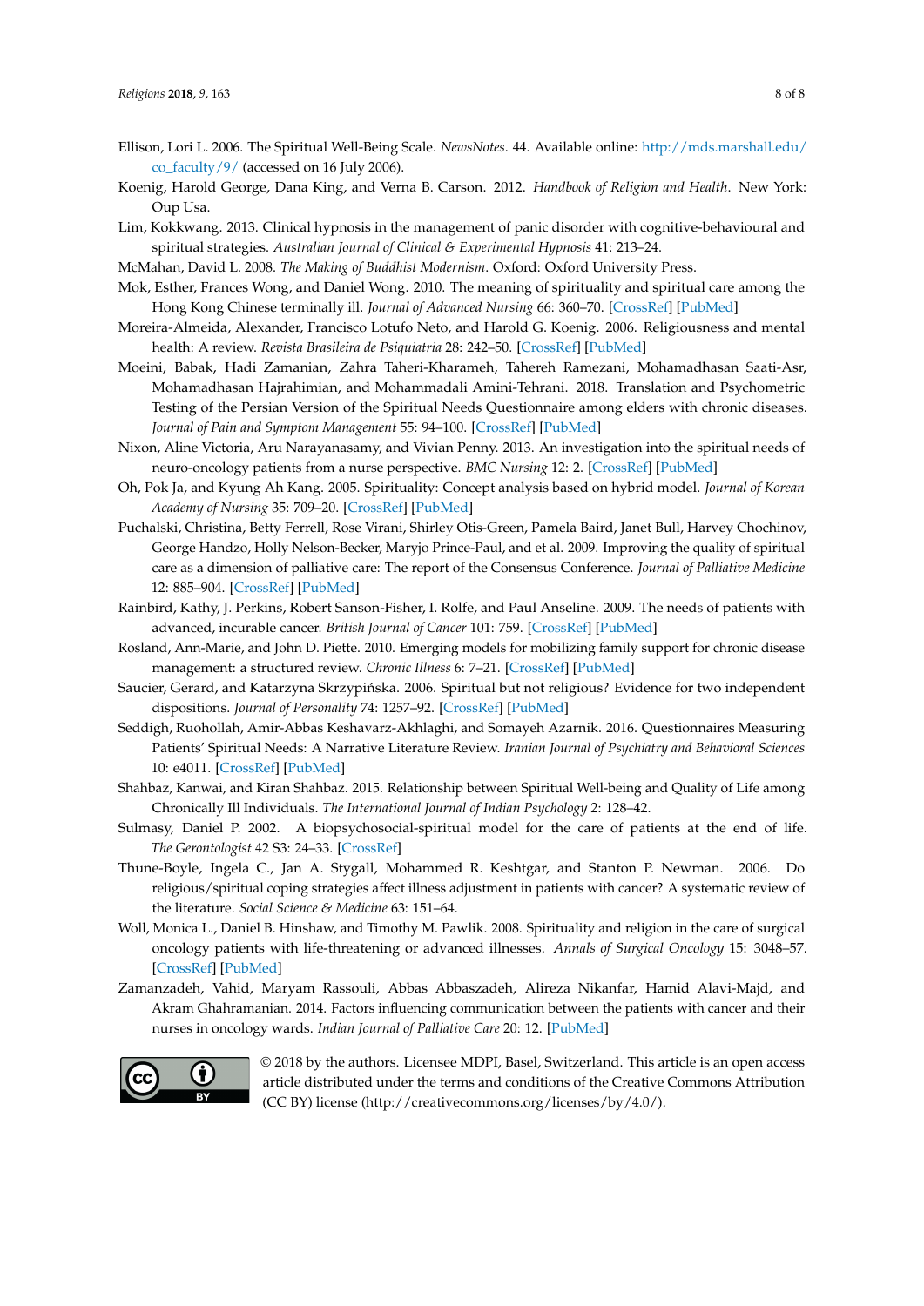Ellison, Lori L. 2006. The Spiritual Well-Being Scale. *NewsNotes*. 44. Available online: http://mds.marshall.edu/co_faculty/9/ (accessed on 16 July 2006).

Koenig, Harold George, Dana King, and Verna B. Carson. 2012. *Handbook of Religion and Health*. New York: Oup Usa.

Lim, Kokkwang. 2013. Clinical hypnosis in the management of panic disorder with cognitive-behavioural and spiritual strategies. *Australian Journal of Clinical & Experimental Hypnosis* 41: 213–24.

McMahan, David L. 2008. *The Making of Buddhist Modernism*. Oxford: Oxford University Press.

Mok, Esther, Frances Wong, and Daniel Wong. 2010. The meaning of spirituality and spiritual care among the Hong Kong Chinese terminally ill. *Journal of Advanced Nursing* 66: 360–70. [CrossRef] [PubMed]

Moreira-Almeida, Alexander, Francisco Lotufo Neto, and Harold G. Koenig. 2006. Religiousness and mental health: A review. *Revista Brasileira de Psiquiatria* 28: 242–50. [CrossRef] [PubMed]

Moeini, Babak, Hadi Zamanian, Zahra Taheri-Kharameh, Tahereh Ramezani, Mohamadhasan Saati-Asr, Mohamadhasan Hajrahimian, and Mohammadali Amini-Tehrani. 2018. Translation and Psychometric Testing of the Persian Version of the Spiritual Needs Questionnaire among elders with chronic diseases. *Journal of Pain and Symptom Management* 55: 94–100. [CrossRef] [PubMed]

Nixon, Aline Victoria, Aru Narayanasamy, and Vivian Penny. 2013. An investigation into the spiritual needs of neuro-oncology patients from a nurse perspective. *BMC Nursing* 12: 2. [CrossRef] [PubMed]

Oh, Pok Ja, and Kyung Ah Kang. 2005. Spirituality: Concept analysis based on hybrid model. *Journal of Korean Academy of Nursing* 35: 709–20. [CrossRef] [PubMed]

Puchalski, Christina, Betty Ferrell, Rose Virani, Shirley Otis-Green, Pamela Baird, Janet Bull, Harvey Chochinov, George Handzo, Holly Nelson-Becker, Maryjo Prince-Paul, and et al. 2009. Improving the quality of spiritual care as a dimension of palliative care: The report of the Consensus Conference. *Journal of Palliative Medicine* 12: 885–904. [CrossRef] [PubMed]

Rainbird, Kathy, J. Perkins, Robert Sanson-Fisher, I. Rolfe, and Paul Anseline. 2009. The needs of patients with advanced, incurable cancer. *British Journal of Cancer* 101: 759. [CrossRef] [PubMed]

Rosland, Ann-Marie, and John D. Piette. 2010. Emerging models for mobilizing family support for chronic disease management: a structured review. *Chronic Illness* 6: 7–21. [CrossRef] [PubMed]

Saucier, Gerard, and Katarzyna Skrzypińska. 2006. Spiritual but not religious? Evidence for two independent dispositions. *Journal of Personality* 74: 1257–92. [CrossRef] [PubMed]

Seddigh, Ruohollah, Amir-Abbas Keshavarz-Akhlaghi, and Somayeh Azarnik. 2016. Questionnaires Measuring Patients' Spiritual Needs: A Narrative Literature Review. *Iranian Journal of Psychiatry and Behavioral Sciences* 10: e4011. [CrossRef] [PubMed]

Shahbaz, Kanwai, and Kiran Shahbaz. 2015. Relationship between Spiritual Well-being and Quality of Life among Chronically Ill Individuals. *The International Journal of Indian Psychology* 2: 128–42.

Sulmasy, Daniel P. 2002. A biopsychosocial-spiritual model for the care of patients at the end of life. *The Gerontologist* 42 S3: 24–33. [CrossRef]

Thune-Boyle, Ingela C., Jan A. Stygall, Mohammed R. Keshtgar, and Stanton P. Newman. 2006. Do religious/spiritual coping strategies affect illness adjustment in patients with cancer? A systematic review of the literature. *Social Science & Medicine* 63: 151–64.

Woll, Monica L., Daniel B. Hinshaw, and Timothy M. Pawlik. 2008. Spirituality and religion in the care of surgical oncology patients with life-threatening or advanced illnesses. *Annals of Surgical Oncology* 15: 3048–57. [CrossRef] [PubMed]

Zamanzadeh, Vahid, Maryam Rassouli, Abbas Abbaszadeh, Alireza Nikanfar, Hamid Alavi-Majd, and Akram Ghahramanian. 2014. Factors influencing communication between the patients with cancer and their nurses in oncology wards. *Indian Journal of Palliative Care* 20: 12. [PubMed]

© 2018 by the authors. Licensee MDPI, Basel, Switzerland. This article is an open access article distributed under the terms and conditions of the Creative Commons Attribution (CC BY) license (http://creativecommons.org/licenses/by/4.0/).